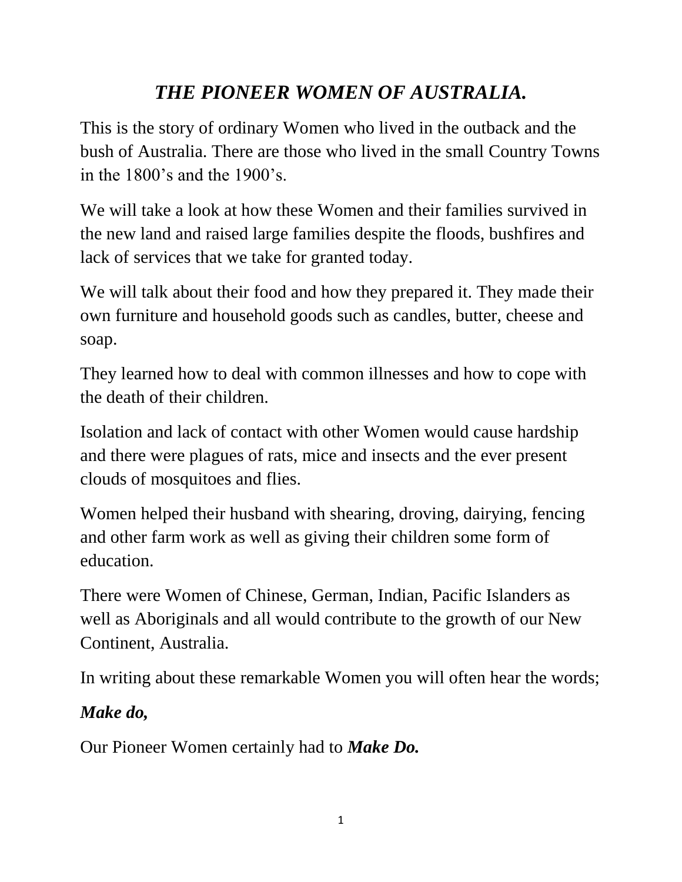# *THE PIONEER WOMEN OF AUSTRALIA.*

This is the story of ordinary Women who lived in the outback and the bush of Australia. There are those who lived in the small Country Towns in the 1800's and the 1900's.

We will take a look at how these Women and their families survived in the new land and raised large families despite the floods, bushfires and lack of services that we take for granted today.

We will talk about their food and how they prepared it. They made their own furniture and household goods such as candles, butter, cheese and soap.

They learned how to deal with common illnesses and how to cope with the death of their children.

Isolation and lack of contact with other Women would cause hardship and there were plagues of rats, mice and insects and the ever present clouds of mosquitoes and flies.

Women helped their husband with shearing, droving, dairying, fencing and other farm work as well as giving their children some form of education.

There were Women of Chinese, German, Indian, Pacific Islanders as well as Aboriginals and all would contribute to the growth of our New Continent, Australia.

In writing about these remarkable Women you will often hear the words;

***Make do,***

Our Pioneer Women certainly had to ***Make Do.***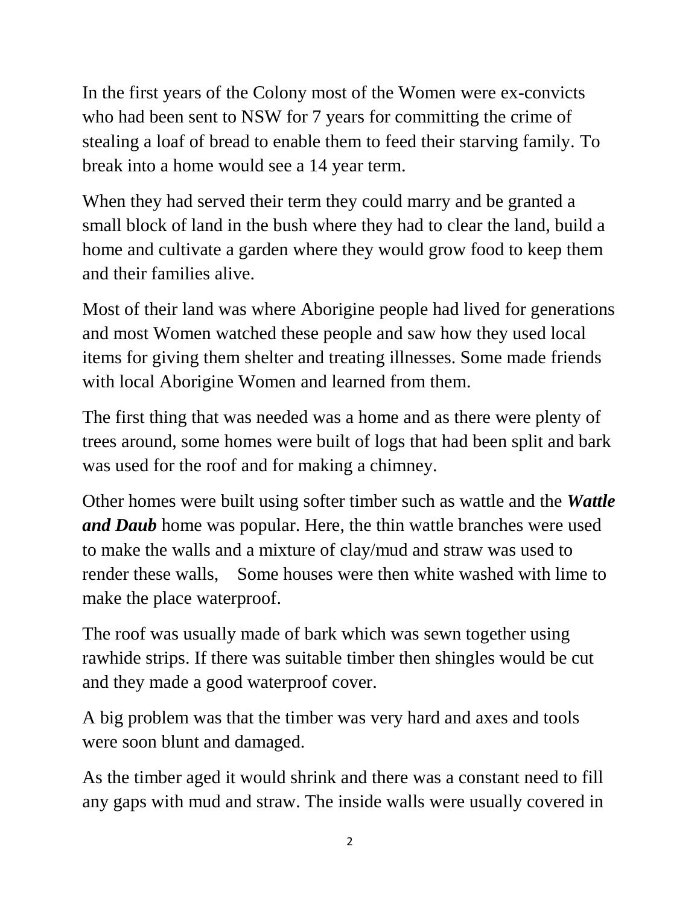In the first years of the Colony most of the Women were ex-convicts who had been sent to NSW for 7 years for committing the crime of stealing a loaf of bread to enable them to feed their starving family. To break into a home would see a 14 year term.

When they had served their term they could marry and be granted a small block of land in the bush where they had to clear the land, build a home and cultivate a garden where they would grow food to keep them and their families alive.

Most of their land was where Aborigine people had lived for generations and most Women watched these people and saw how they used local items for giving them shelter and treating illnesses. Some made friends with local Aborigine Women and learned from them.

The first thing that was needed was a home and as there were plenty of trees around, some homes were built of logs that had been split and bark was used for the roof and for making a chimney.

Other homes were built using softer timber such as wattle and the ***Wattle and Daub*** home was popular. Here, the thin wattle branches were used to make the walls and a mixture of clay/mud and straw was used to render these walls,    Some houses were then white washed with lime to make the place waterproof.

The roof was usually made of bark which was sewn together using rawhide strips. If there was suitable timber then shingles would be cut and they made a good waterproof cover.

A big problem was that the timber was very hard and axes and tools were soon blunt and damaged.

As the timber aged it would shrink and there was a constant need to fill any gaps with mud and straw. The inside walls were usually covered in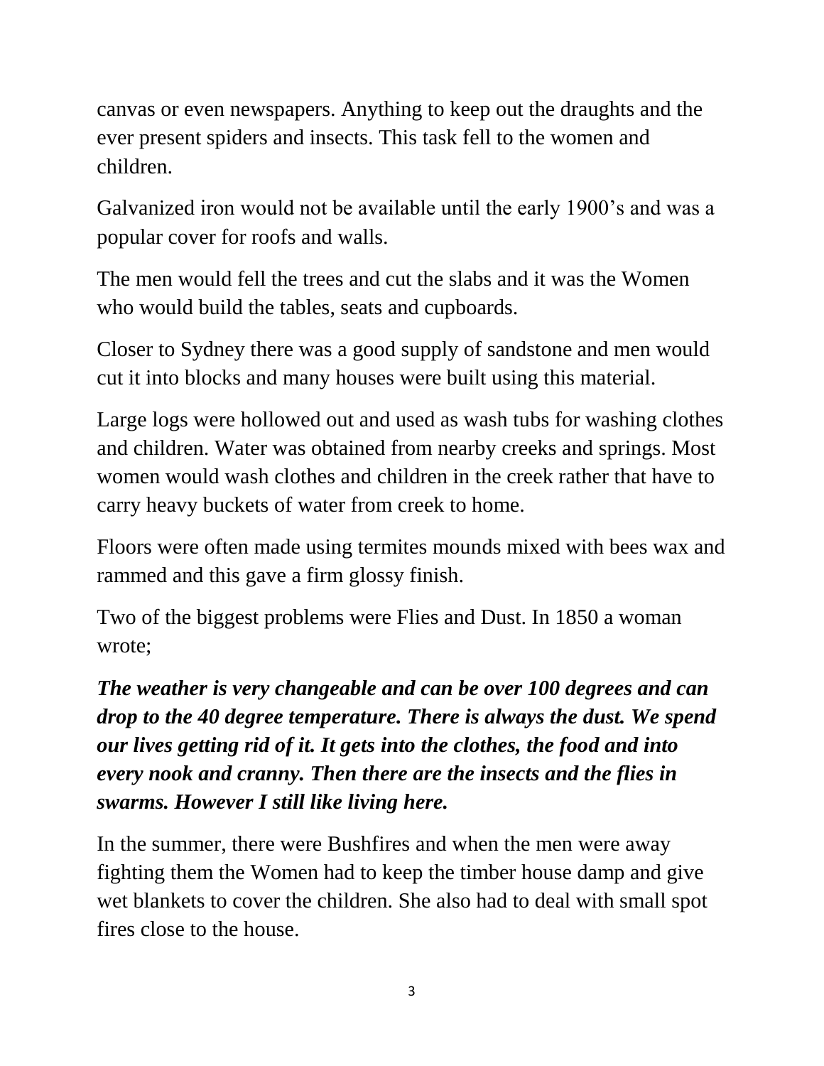canvas or even newspapers. Anything to keep out the draughts and the ever present spiders and insects. This task fell to the women and children.

Galvanized iron would not be available until the early 1900's and was a popular cover for roofs and walls.

The men would fell the trees and cut the slabs and it was the Women who would build the tables, seats and cupboards.

Closer to Sydney there was a good supply of sandstone and men would cut it into blocks and many houses were built using this material.

Large logs were hollowed out and used as wash tubs for washing clothes and children. Water was obtained from nearby creeks and springs. Most women would wash clothes and children in the creek rather that have to carry heavy buckets of water from creek to home.

Floors were often made using termites mounds mixed with bees wax and rammed and this gave a firm glossy finish.

Two of the biggest problems were Flies and Dust. In 1850 a woman wrote;

***The weather is very changeable and can be over 100 degrees and can drop to the 40 degree temperature. There is always the dust. We spend our lives getting rid of it. It gets into the clothes, the food and into every nook and cranny. Then there are the insects and the flies in swarms. However I still like living here.***

In the summer, there were Bushfires and when the men were away fighting them the Women had to keep the timber house damp and give wet blankets to cover the children. She also had to deal with small spot fires close to the house.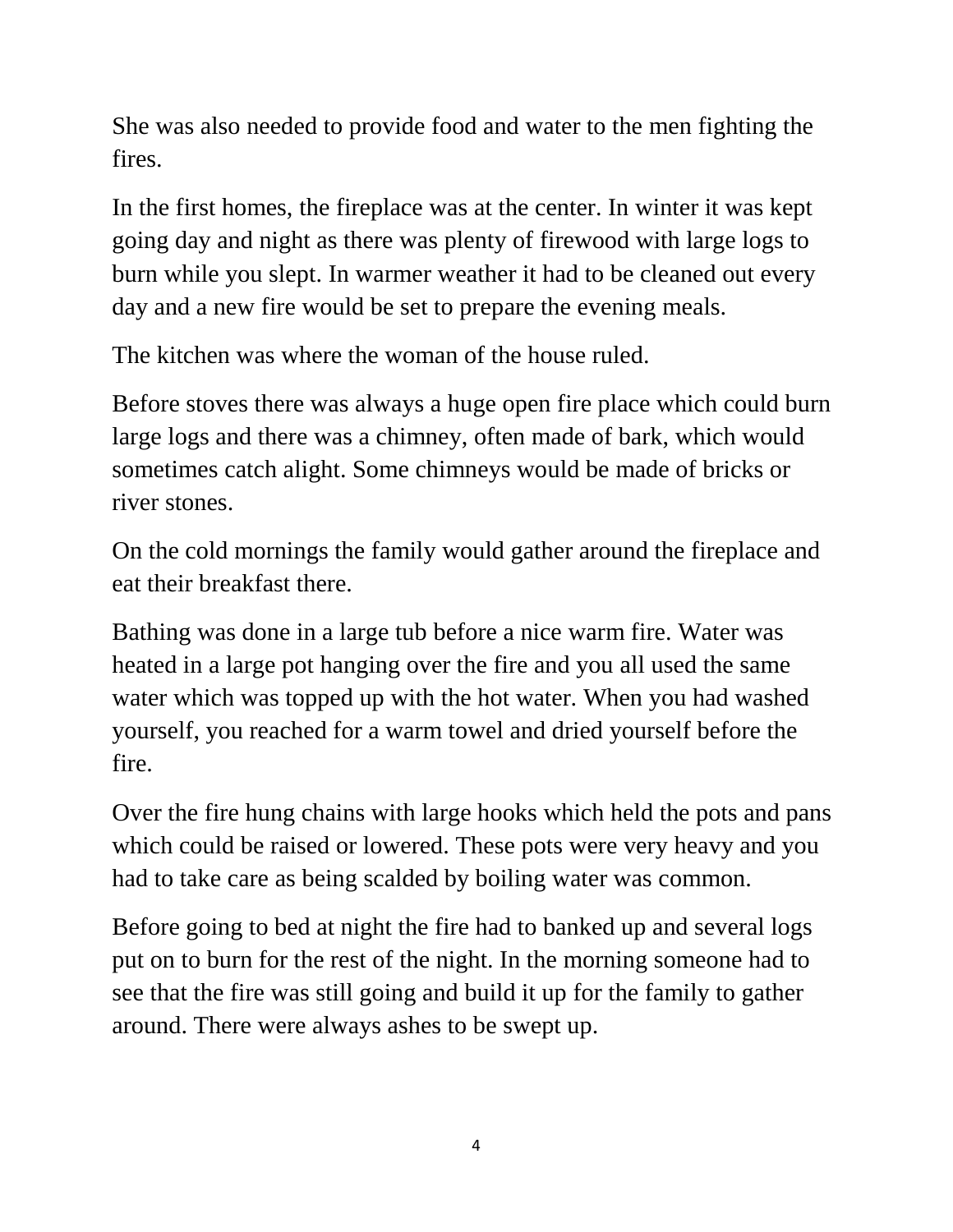She was also needed to provide food and water to the men fighting the fires.

In the first homes, the fireplace was at the center. In winter it was kept going day and night as there was plenty of firewood with large logs to burn while you slept. In warmer weather it had to be cleaned out every day and a new fire would be set to prepare the evening meals.

The kitchen was where the woman of the house ruled.

Before stoves there was always a huge open fire place which could burn large logs and there was a chimney, often made of bark, which would sometimes catch alight. Some chimneys would be made of bricks or river stones.

On the cold mornings the family would gather around the fireplace and eat their breakfast there.

Bathing was done in a large tub before a nice warm fire. Water was heated in a large pot hanging over the fire and you all used the same water which was topped up with the hot water. When you had washed yourself, you reached for a warm towel and dried yourself before the fire.

Over the fire hung chains with large hooks which held the pots and pans which could be raised or lowered. These pots were very heavy and you had to take care as being scalded by boiling water was common.

Before going to bed at night the fire had to banked up and several logs put on to burn for the rest of the night. In the morning someone had to see that the fire was still going and build it up for the family to gather around. There were always ashes to be swept up.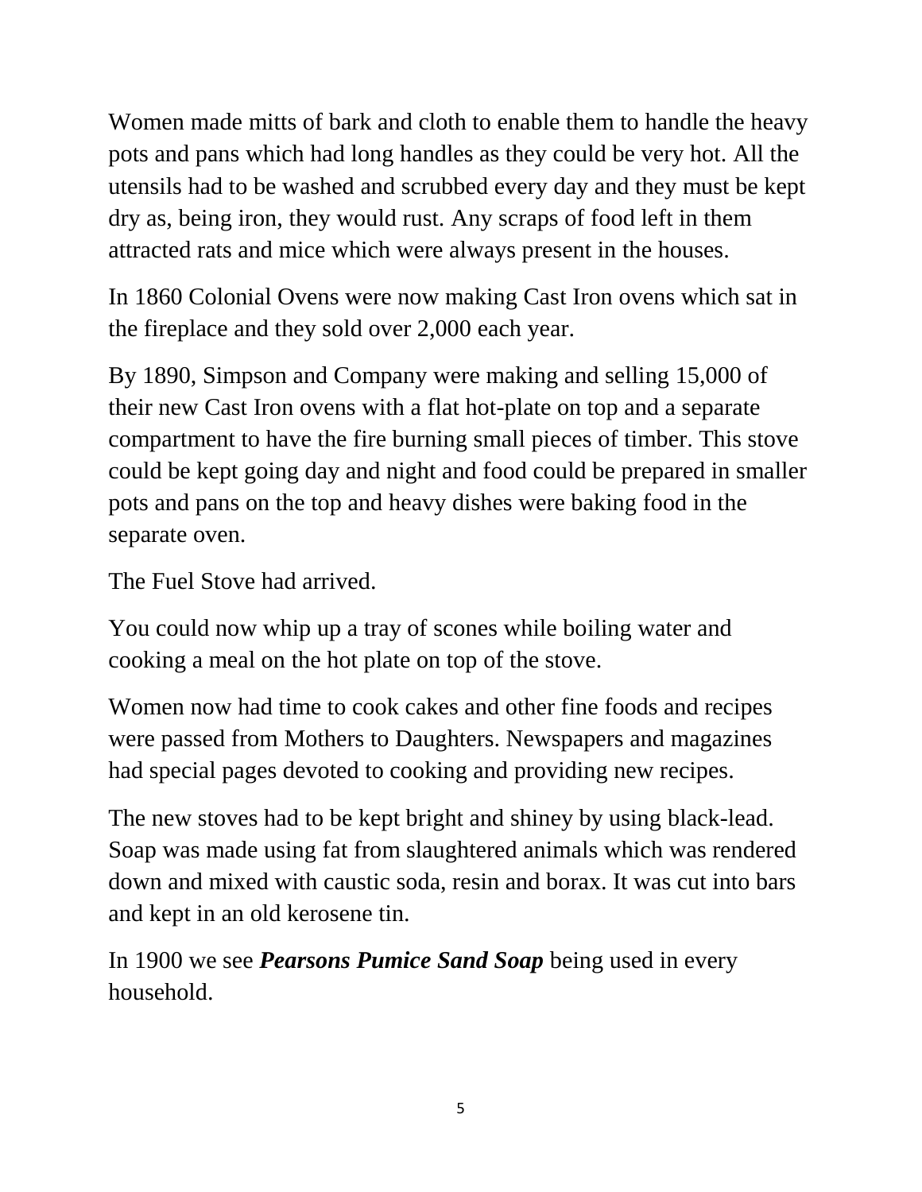Women made mitts of bark and cloth to enable them to handle the heavy pots and pans which had long handles as they could be very hot. All the utensils had to be washed and scrubbed every day and they must be kept dry as, being iron, they would rust. Any scraps of food left in them attracted rats and mice which were always present in the houses.

In 1860 Colonial Ovens were now making Cast Iron ovens which sat in the fireplace and they sold over 2,000 each year.

By 1890, Simpson and Company were making and selling 15,000 of their new Cast Iron ovens with a flat hot-plate on top and a separate compartment to have the fire burning small pieces of timber. This stove could be kept going day and night and food could be prepared in smaller pots and pans on the top and heavy dishes were baking food in the separate oven.

The Fuel Stove had arrived.

You could now whip up a tray of scones while boiling water and cooking a meal on the hot plate on top of the stove.

Women now had time to cook cakes and other fine foods and recipes were passed from Mothers to Daughters. Newspapers and magazines had special pages devoted to cooking and providing new recipes.

The new stoves had to be kept bright and shiney by using black-lead. Soap was made using fat from slaughtered animals which was rendered down and mixed with caustic soda, resin and borax. It was cut into bars and kept in an old kerosene tin.

In 1900 we see ***Pearsons Pumice Sand Soap*** being used in every household.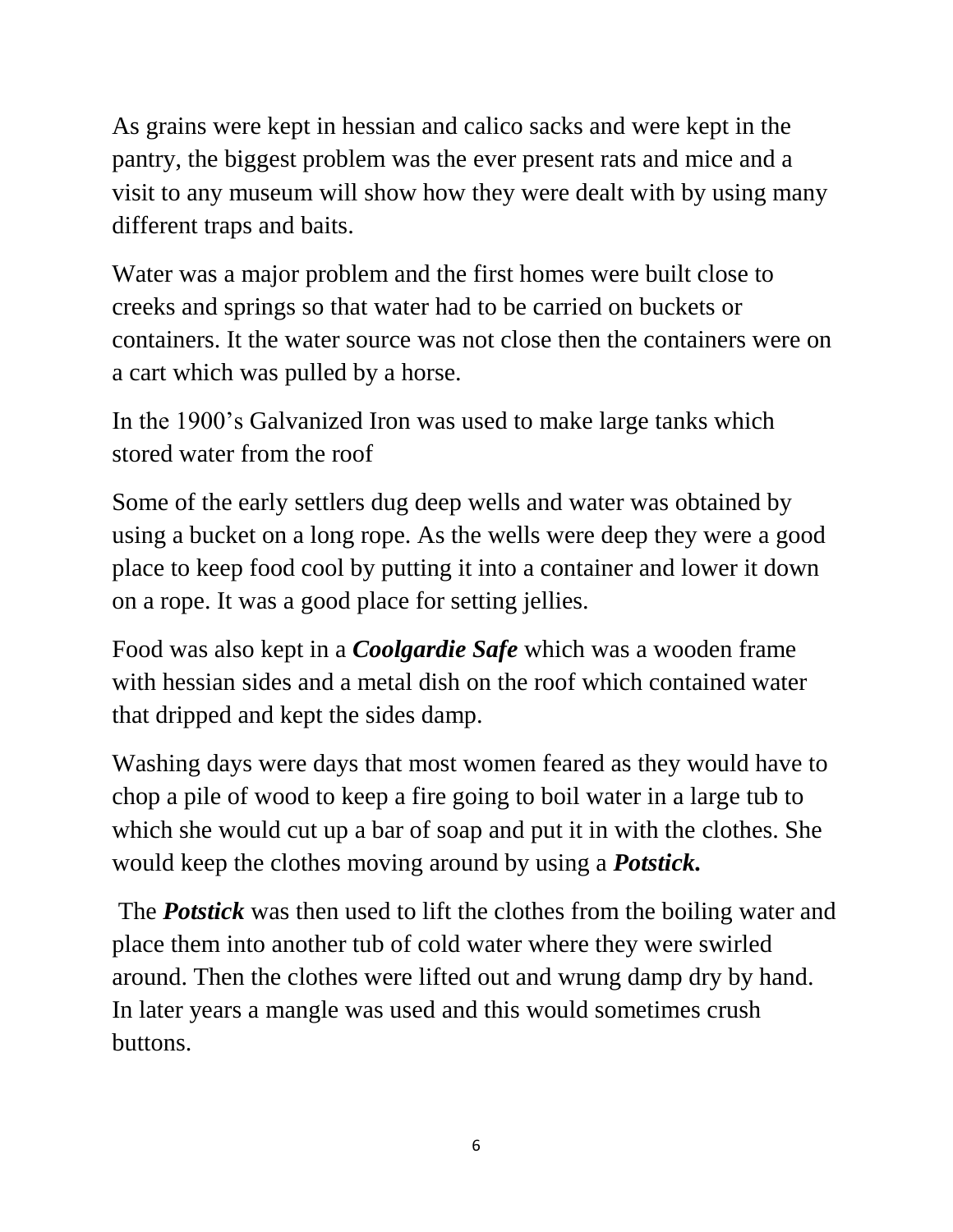As grains were kept in hessian and calico sacks and were kept in the pantry, the biggest problem was the ever present rats and mice and a visit to any museum will show how they were dealt with by using many different traps and baits.

Water was a major problem and the first homes were built close to creeks and springs so that water had to be carried on buckets or containers. It the water source was not close then the containers were on a cart which was pulled by a horse.

In the 1900's Galvanized Iron was used to make large tanks which stored water from the roof

Some of the early settlers dug deep wells and water was obtained by using a bucket on a long rope. As the wells were deep they were a good place to keep food cool by putting it into a container and lower it down on a rope. It was a good place for setting jellies.

Food was also kept in a ***Coolgardie Safe*** which was a wooden frame with hessian sides and a metal dish on the roof which contained water that dripped and kept the sides damp.

Washing days were days that most women feared as they would have to chop a pile of wood to keep a fire going to boil water in a large tub to which she would cut up a bar of soap and put it in with the clothes. She would keep the clothes moving around by using a ***Potstick.***

The ***Potstick*** was then used to lift the clothes from the boiling water and place them into another tub of cold water where they were swirled around. Then the clothes were lifted out and wrung damp dry by hand. In later years a mangle was used and this would sometimes crush buttons.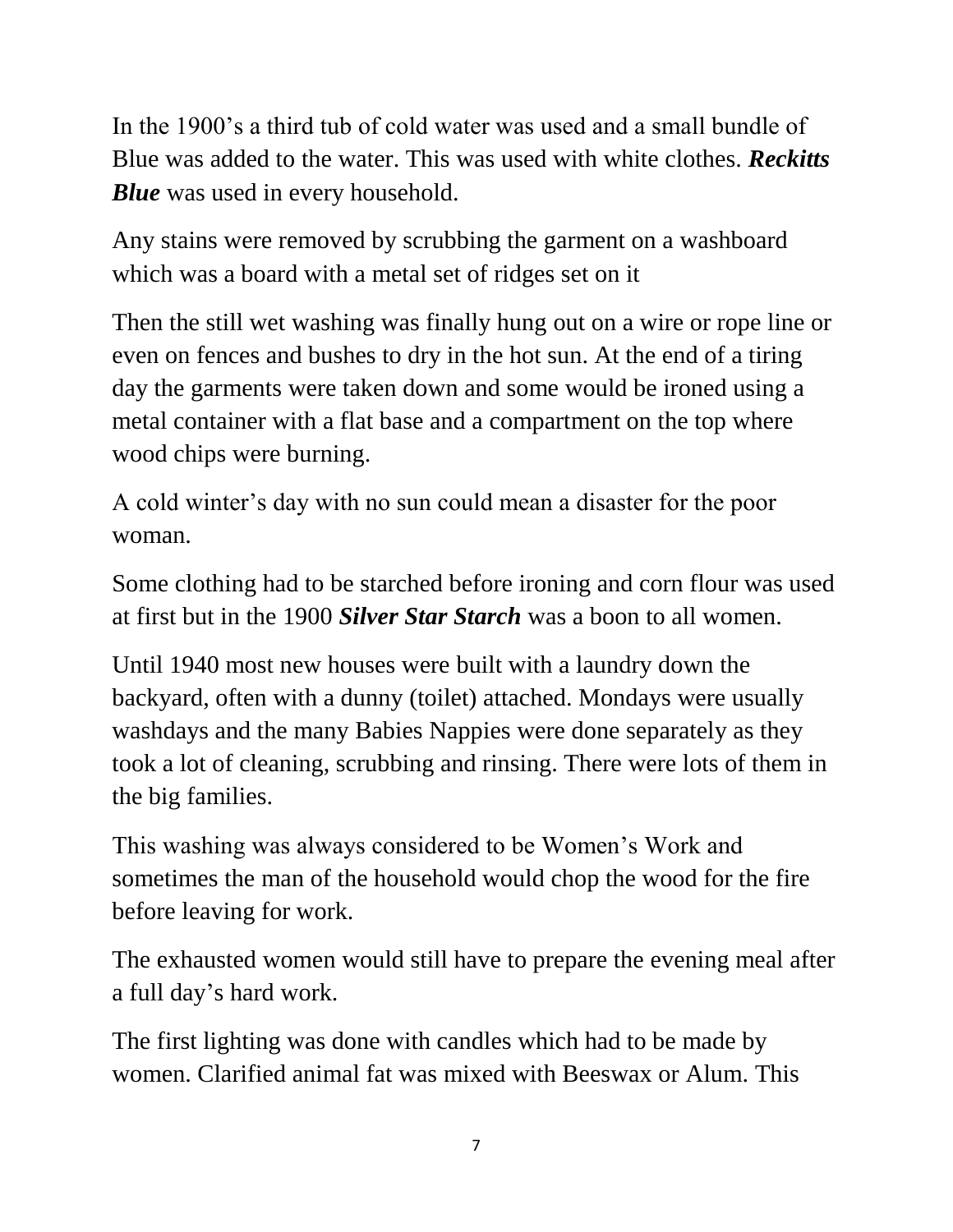In the 1900's a third tub of cold water was used and a small bundle of Blue was added to the water. This was used with white clothes. ***Reckitts Blue*** was used in every household.

Any stains were removed by scrubbing the garment on a washboard which was a board with a metal set of ridges set on it

Then the still wet washing was finally hung out on a wire or rope line or even on fences and bushes to dry in the hot sun. At the end of a tiring day the garments were taken down and some would be ironed using a metal container with a flat base and a compartment on the top where wood chips were burning.

A cold winter's day with no sun could mean a disaster for the poor woman.

Some clothing had to be starched before ironing and corn flour was used at first but in the 1900 ***Silver Star Starch*** was a boon to all women.

Until 1940 most new houses were built with a laundry down the backyard, often with a dunny (toilet) attached. Mondays were usually washdays and the many Babies Nappies were done separately as they took a lot of cleaning, scrubbing and rinsing. There were lots of them in the big families.

This washing was always considered to be Women's Work and sometimes the man of the household would chop the wood for the fire before leaving for work.

The exhausted women would still have to prepare the evening meal after a full day's hard work.

The first lighting was done with candles which had to be made by women. Clarified animal fat was mixed with Beeswax or Alum. This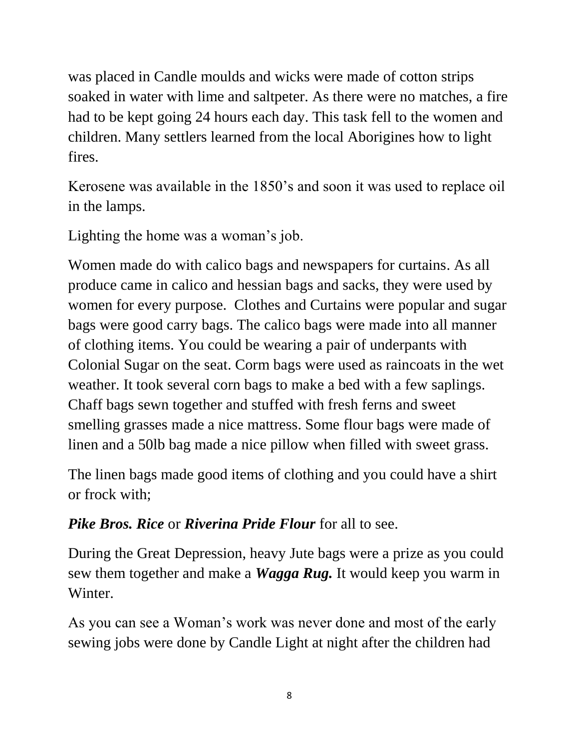was placed in Candle moulds and wicks were made of cotton strips soaked in water with lime and saltpeter. As there were no matches, a fire had to be kept going 24 hours each day. This task fell to the women and children. Many settlers learned from the local Aborigines how to light fires.

Kerosene was available in the 1850's and soon it was used to replace oil in the lamps.

Lighting the home was a woman's job.

Women made do with calico bags and newspapers for curtains. As all produce came in calico and hessian bags and sacks, they were used by women for every purpose. Clothes and Curtains were popular and sugar bags were good carry bags. The calico bags were made into all manner of clothing items. You could be wearing a pair of underpants with Colonial Sugar on the seat. Corm bags were used as raincoats in the wet weather. It took several corn bags to make a bed with a few saplings. Chaff bags sewn together and stuffed with fresh ferns and sweet smelling grasses made a nice mattress. Some flour bags were made of linen and a 50lb bag made a nice pillow when filled with sweet grass.

The linen bags made good items of clothing and you could have a shirt or frock with;

***Pike Bros. Rice*** or ***Riverina Pride Flour*** for all to see.

During the Great Depression, heavy Jute bags were a prize as you could sew them together and make a ***Wagga Rug.*** It would keep you warm in Winter.

As you can see a Woman's work was never done and most of the early sewing jobs were done by Candle Light at night after the children had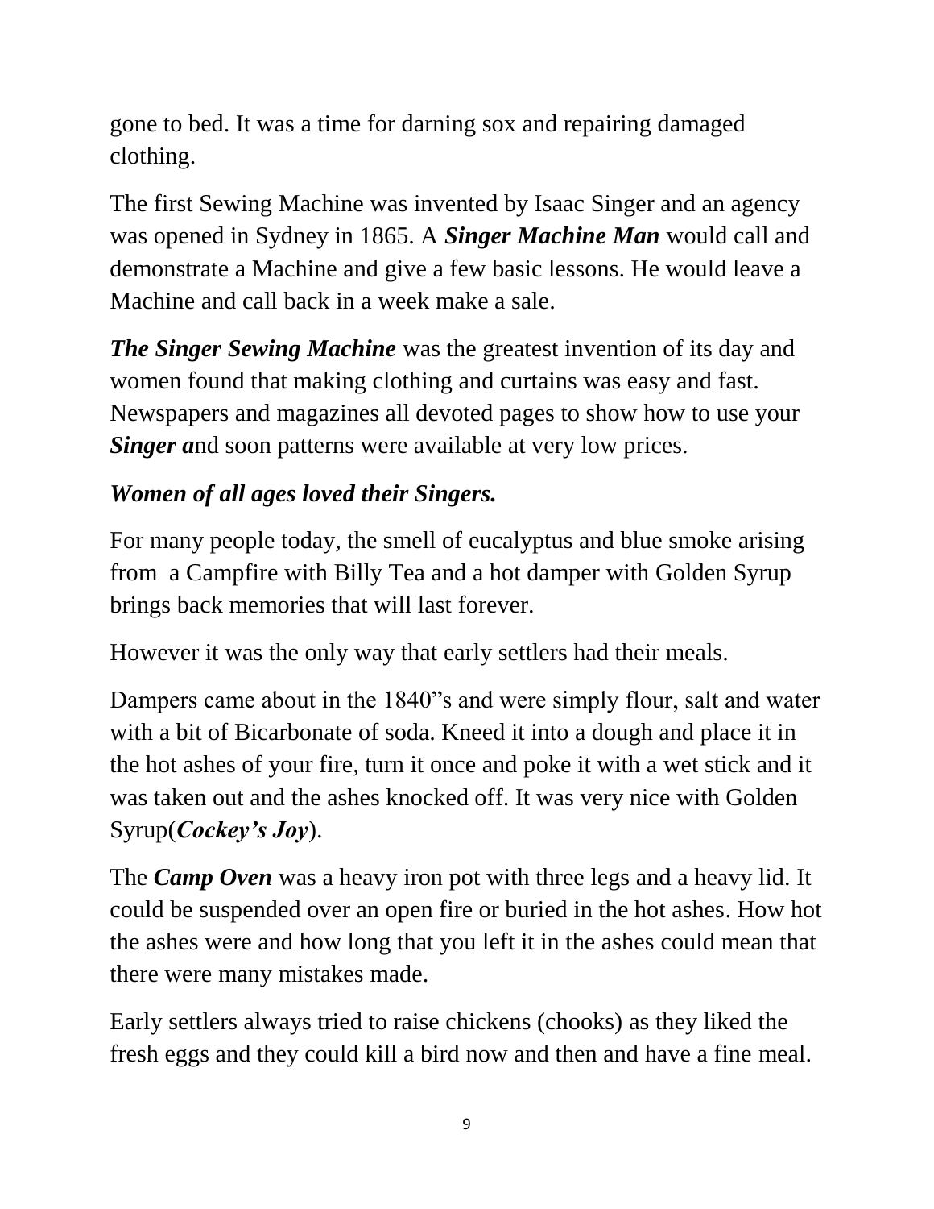gone to bed. It was a time for darning sox and repairing damaged clothing.

The first Sewing Machine was invented by Isaac Singer and an agency was opened in Sydney in 1865. A ***Singer Machine Man*** would call and demonstrate a Machine and give a few basic lessons. He would leave a Machine and call back in a week make a sale.

***The Singer Sewing Machine*** was the greatest invention of its day and women found that making clothing and curtains was easy and fast. Newspapers and magazines all devoted pages to show how to use your ***Singer a***nd soon patterns were available at very low prices.

***Women of all ages loved their Singers.***

For many people today, the smell of eucalyptus and blue smoke arising from a Campfire with Billy Tea and a hot damper with Golden Syrup brings back memories that will last forever.

However it was the only way that early settlers had their meals.

Dampers came about in the 1840"s and were simply flour, salt and water with a bit of Bicarbonate of soda. Kneed it into a dough and place it in the hot ashes of your fire, turn it once and poke it with a wet stick and it was taken out and the ashes knocked off. It was very nice with Golden Syrup(***Cockey's Joy***).

The ***Camp Oven*** was a heavy iron pot with three legs and a heavy lid. It could be suspended over an open fire or buried in the hot ashes. How hot the ashes were and how long that you left it in the ashes could mean that there were many mistakes made.

Early settlers always tried to raise chickens (chooks) as they liked the fresh eggs and they could kill a bird now and then and have a fine meal.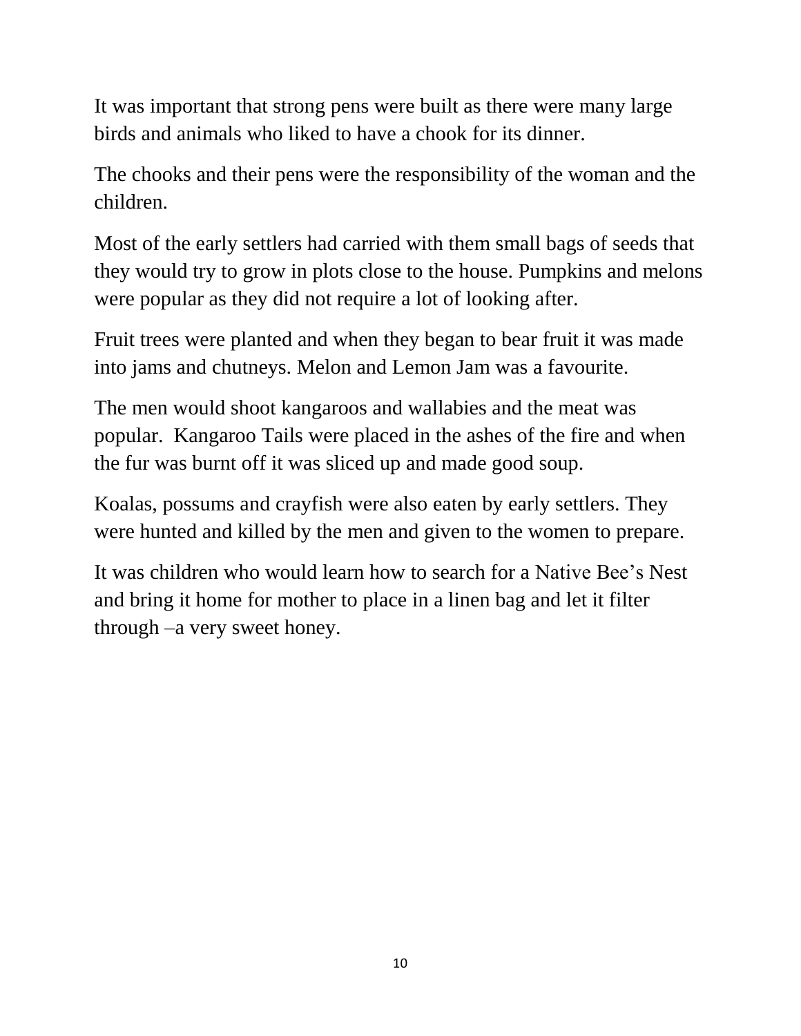It was important that strong pens were built as there were many large birds and animals who liked to have a chook for its dinner.

The chooks and their pens were the responsibility of the woman and the children.

Most of the early settlers had carried with them small bags of seeds that they would try to grow in plots close to the house. Pumpkins and melons were popular as they did not require a lot of looking after.

Fruit trees were planted and when they began to bear fruit it was made into jams and chutneys. Melon and Lemon Jam was a favourite.

The men would shoot kangaroos and wallabies and the meat was popular.  Kangaroo Tails were placed in the ashes of the fire and when the fur was burnt off it was sliced up and made good soup.

Koalas, possums and crayfish were also eaten by early settlers. They were hunted and killed by the men and given to the women to prepare.

It was children who would learn how to search for a Native Bee's Nest and bring it home for mother to place in a linen bag and let it filter through –a very sweet honey.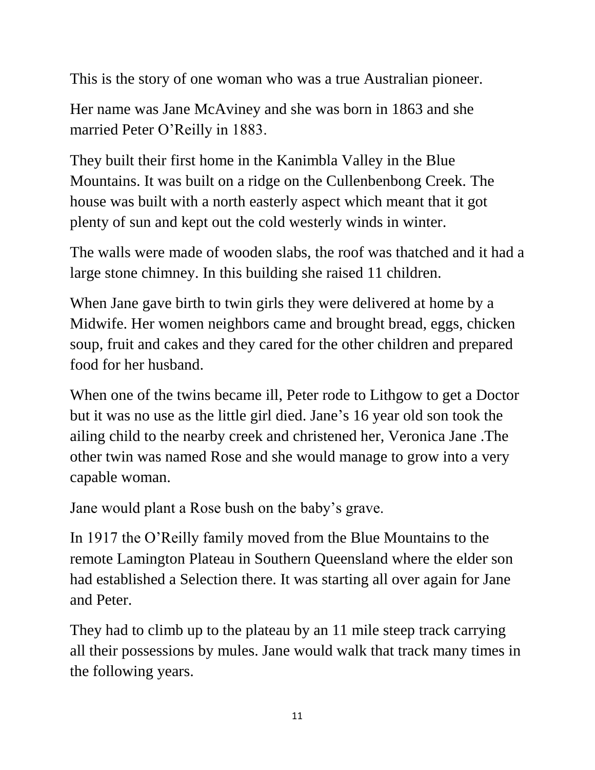This is the story of one woman who was a true Australian pioneer.

Her name was Jane McAviney and she was born in 1863 and she married Peter O'Reilly in 1883.

They built their first home in the Kanimbla Valley in the Blue Mountains. It was built on a ridge on the Cullenbenbong Creek. The house was built with a north easterly aspect which meant that it got plenty of sun and kept out the cold westerly winds in winter.

The walls were made of wooden slabs, the roof was thatched and it had a large stone chimney. In this building she raised 11 children.

When Jane gave birth to twin girls they were delivered at home by a Midwife. Her women neighbors came and brought bread, eggs, chicken soup, fruit and cakes and they cared for the other children and prepared food for her husband.

When one of the twins became ill, Peter rode to Lithgow to get a Doctor but it was no use as the little girl died. Jane's 16 year old son took the ailing child to the nearby creek and christened her, Veronica Jane .The other twin was named Rose and she would manage to grow into a very capable woman.

Jane would plant a Rose bush on the baby's grave.

In 1917 the O'Reilly family moved from the Blue Mountains to the remote Lamington Plateau in Southern Queensland where the elder son had established a Selection there. It was starting all over again for Jane and Peter.

They had to climb up to the plateau by an 11 mile steep track carrying all their possessions by mules. Jane would walk that track many times in the following years.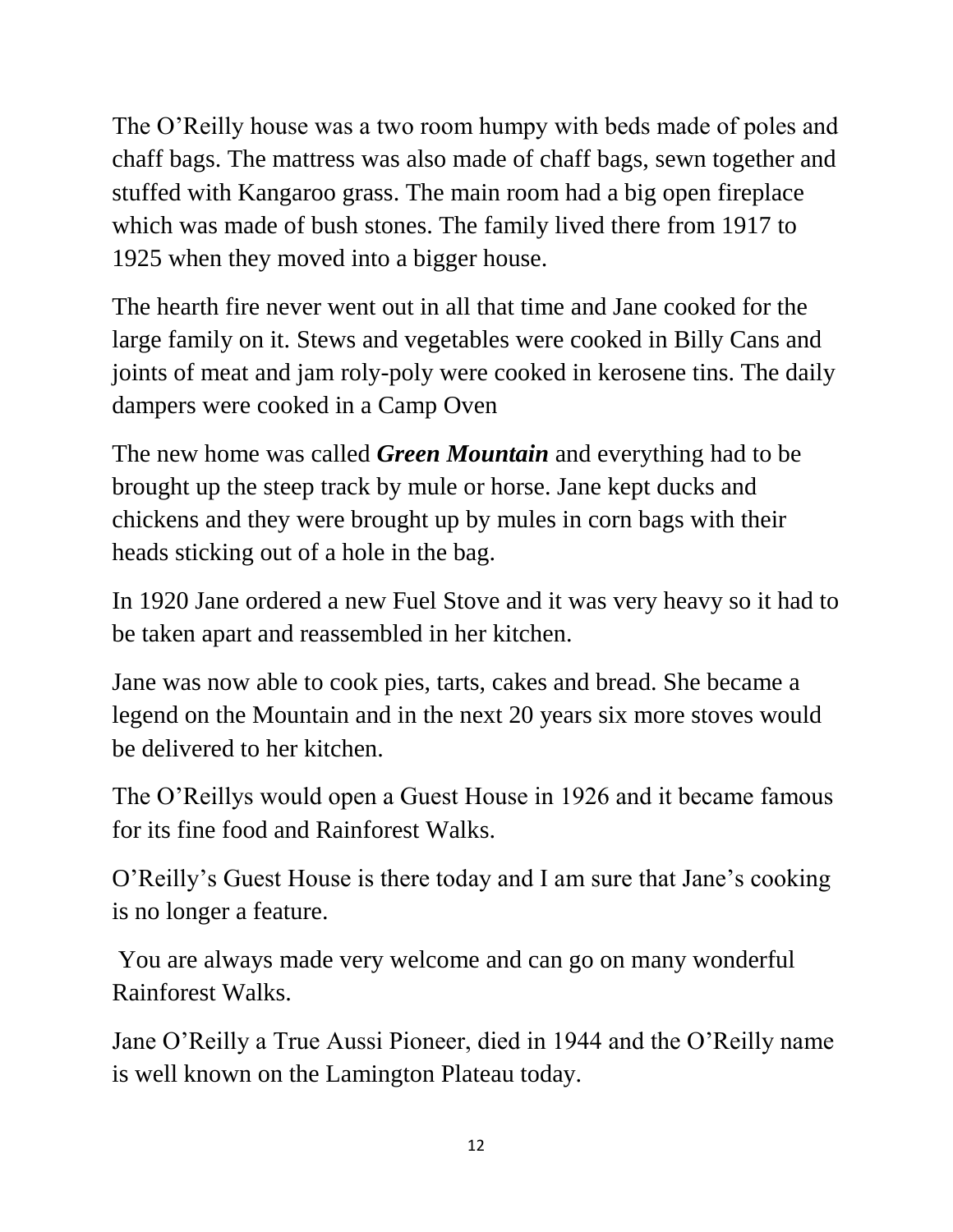The O'Reilly house was a two room humpy with beds made of poles and chaff bags. The mattress was also made of chaff bags, sewn together and stuffed with Kangaroo grass. The main room had a big open fireplace which was made of bush stones. The family lived there from 1917 to 1925 when they moved into a bigger house.

The hearth fire never went out in all that time and Jane cooked for the large family on it. Stews and vegetables were cooked in Billy Cans and joints of meat and jam roly-poly were cooked in kerosene tins. The daily dampers were cooked in a Camp Oven

The new home was called ***Green Mountain*** and everything had to be brought up the steep track by mule or horse. Jane kept ducks and chickens and they were brought up by mules in corn bags with their heads sticking out of a hole in the bag.

In 1920 Jane ordered a new Fuel Stove and it was very heavy so it had to be taken apart and reassembled in her kitchen.

Jane was now able to cook pies, tarts, cakes and bread. She became a legend on the Mountain and in the next 20 years six more stoves would be delivered to her kitchen.

The O'Reillys would open a Guest House in 1926 and it became famous for its fine food and Rainforest Walks.

O'Reilly's Guest House is there today and I am sure that Jane's cooking is no longer a feature.

You are always made very welcome and can go on many wonderful Rainforest Walks.

Jane O'Reilly a True Aussi Pioneer, died in 1944 and the O'Reilly name is well known on the Lamington Plateau today.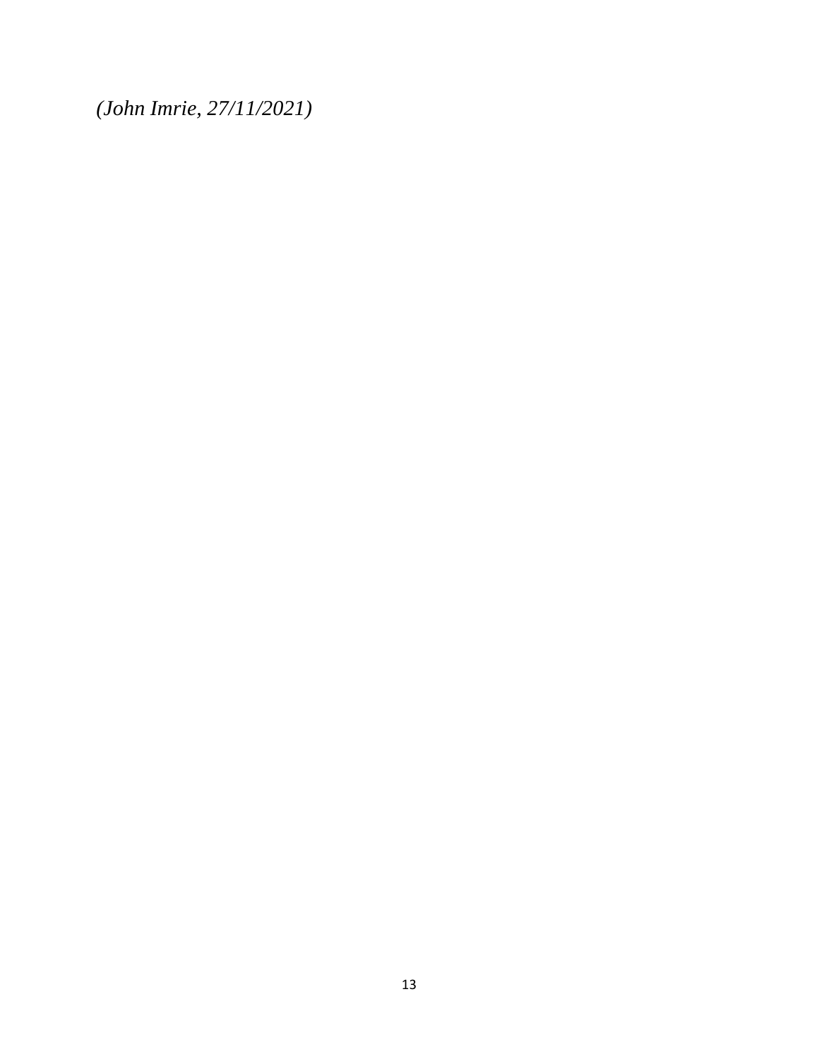*(John Imrie, 27/11/2021)*